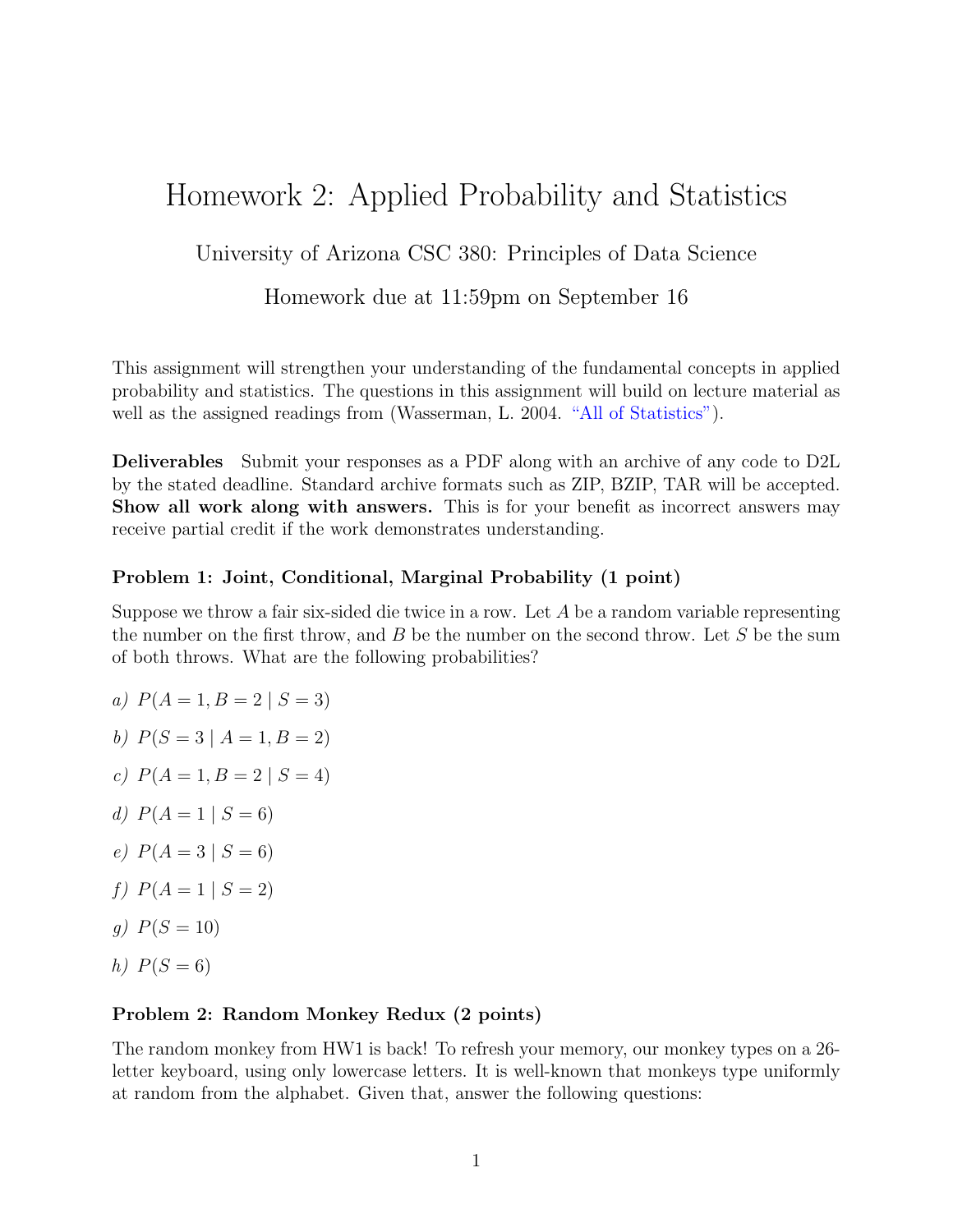# Homework 2: Applied Probability and Statistics

University of Arizona CSC 380: Principles of Data Science

Homework due at 11:59pm on September 16

This assignment will strengthen your understanding of the fundamental concepts in applied probability and statistics. The questions in this assignment will build on lecture material as well as the assigned readings from (Wasserman, L. 2004. "All of Statistics").

**Deliverables** Submit your responses as a PDF along with an archive of any code to D2L by the stated deadline. Standard archive formats such as ZIP, BZIP, TAR will be accepted. **Show all work along with answers.** This is for your benefit as incorrect answers may receive partial credit if the work demonstrates understanding.

### Problem 1: Joint, Conditional, Marginal Probability (1 point)

Suppose we throw a fair six-sided die twice in a row. Let $A$ be a random variable representing the number on the first throw, and $B$ be the number on the second throw. Let $S$ be the sum of both throws. What are the following probabilities?

*a)* $P(A = 1, B = 2 \mid S = 3)$

*b)* $P(S = 3 \mid A = 1, B = 2)$

*c)* $P(A = 1, B = 2 \mid S = 4)$

*d)* $P(A = 1 \mid S = 6)$

*e)* $P(A = 3 \mid S = 6)$

*f)* $P(A = 1 \mid S = 2)$

*g)* $P(S = 10)$

*h)* $P(S = 6)$

### Problem 2: Random Monkey Redux (2 points)

The random monkey from HW1 is back! To refresh your memory, our monkey types on a 26-letter keyboard, using only lowercase letters. It is well-known that monkeys type uniformly at random from the alphabet. Given that, answer the following questions: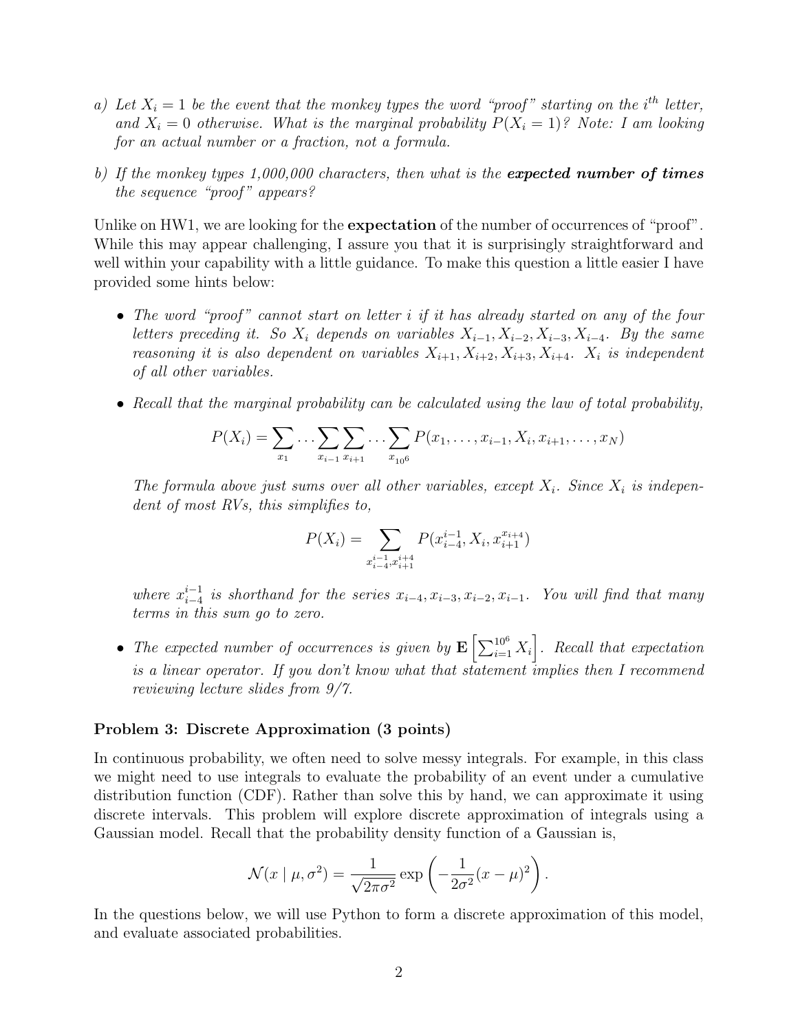a) *Let $X_i = 1$ be the event that the monkey types the word "proof" starting on the $i^{th}$ letter, and $X_i = 0$ otherwise. What is the marginal probability $P(X_i = 1)$? Note: I am looking for an actual number or a fraction, not a formula.*

b) *If the monkey types 1,000,000 characters, then what is the* ***expected number of times*** *the sequence "proof" appears?*

Unlike on HW1, we are looking for the **expectation** of the number of occurrences of "proof". While this may appear challenging, I assure you that it is surprisingly straightforward and well within your capability with a little guidance. To make this question a little easier I have provided some hints below:

- *The word "proof" cannot start on letter $i$ if it has already started on any of the four letters preceding it. So $X_i$ depends on variables $X_{i-1}, X_{i-2}, X_{i-3}, X_{i-4}$. By the same reasoning it is also dependent on variables $X_{i+1}, X_{i+2}, X_{i+3}, X_{i+4}$. $X_i$ is independent of all other variables.*

- *Recall that the marginal probability can be calculated using the law of total probability,*

$$P(X_i) = \sum_{x_1} \cdots \sum_{x_{i-1}} \sum_{x_{i+1}} \cdots \sum_{x_{10^6}} P(x_1, \ldots, x_{i-1}, X_i, x_{i+1}, \ldots, x_N)$$

  *The formula above just sums over all other variables, except $X_i$. Since $X_i$ is independent of most RVs, this simplifies to,*

$$P(X_i) = \sum_{x_{i-4}^{i-1}, x_{i+1}^{i+4}} P(x_{i-4}^{i-1}, X_i, x_{i+1}^{x_{i+4}})$$

  *where $x_{i-4}^{i-1}$ is shorthand for the series $x_{i-4}, x_{i-3}, x_{i-2}, x_{i-1}$. You will find that many terms in this sum go to zero.*

- *The expected number of occurrences is given by $\mathbf{E}\left[\sum_{i=1}^{10^6} X_i\right]$. Recall that expectation is a linear operator. If you don't know what that statement implies then I recommend reviewing lecture slides from 9/7.*

### Problem 3: Discrete Approximation (3 points)

In continuous probability, we often need to solve messy integrals. For example, in this class we might need to use integrals to evaluate the probability of an event under a cumulative distribution function (CDF). Rather than solve this by hand, we can approximate it using discrete intervals. This problem will explore discrete approximation of integrals using a Gaussian model. Recall that the probability density function of a Gaussian is,

$$\mathcal{N}(x \mid \mu, \sigma^2) = \frac{1}{\sqrt{2\pi\sigma^2}} \exp\left(-\frac{1}{2\sigma^2}(x - \mu)^2\right).$$

In the questions below, we will use Python to form a discrete approximation of this model, and evaluate associated probabilities.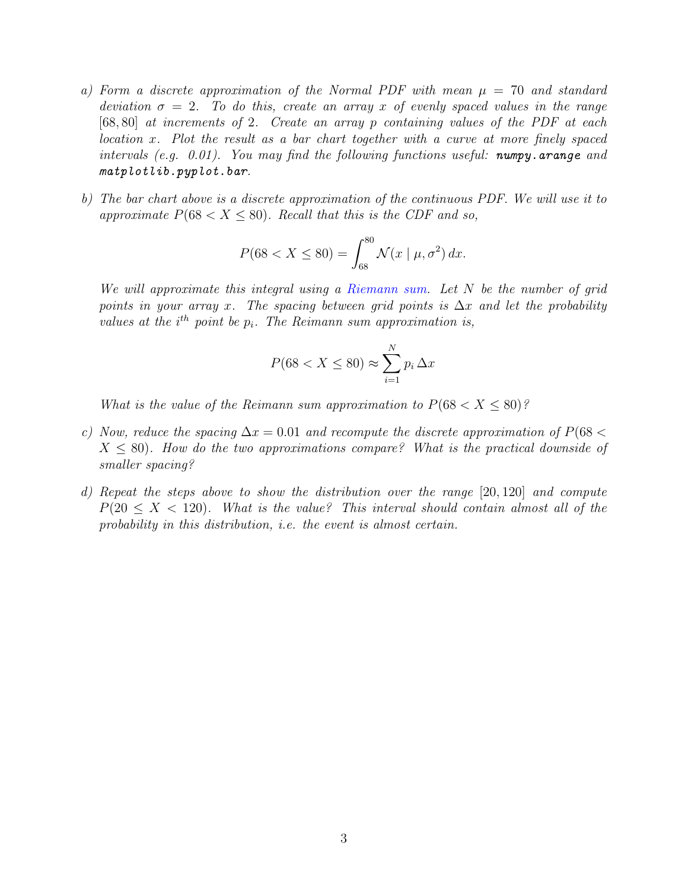a) *Form a discrete approximation of the Normal PDF with mean $\mu = 70$ and standard deviation $\sigma = 2$. To do this, create an array $x$ of evenly spaced values in the range $[68, 80]$ at increments of 2. Create an array $p$ containing values of the PDF at each location $x$. Plot the result as a bar chart together with a curve at more finely spaced intervals (e.g. 0.01). You may find the following functions useful:* **`numpy.arange`** *and* **`matplotlib.pyplot.bar`**.

b) *The bar chart above is a discrete approximation of the continuous PDF. We will use it to approximate $P(68 < X \leq 80)$. Recall that this is the CDF and so,*

$$P(68 < X \leq 80) = \int_{68}^{80} \mathcal{N}(x \mid \mu, \sigma^2)\, dx.$$

*We will approximate this integral using a Riemann sum. Let $N$ be the number of grid points in your array $x$. The spacing between grid points is $\Delta x$ and let the probability values at the $i^{th}$ point be $p_i$. The Reimann sum approximation is,*

$$P(68 < X \leq 80) \approx \sum_{i=1}^{N} p_i \, \Delta x$$

*What is the value of the Reimann sum approximation to $P(68 < X \leq 80)$?*

c) *Now, reduce the spacing $\Delta x = 0.01$ and recompute the discrete approximation of $P(68 < X \leq 80)$. How do the two approximations compare? What is the practical downside of smaller spacing?*

d) *Repeat the steps above to show the distribution over the range $[20, 120]$ and compute $P(20 \leq X < 120)$. What is the value? This interval should contain almost all of the probability in this distribution, i.e. the event is almost certain.*